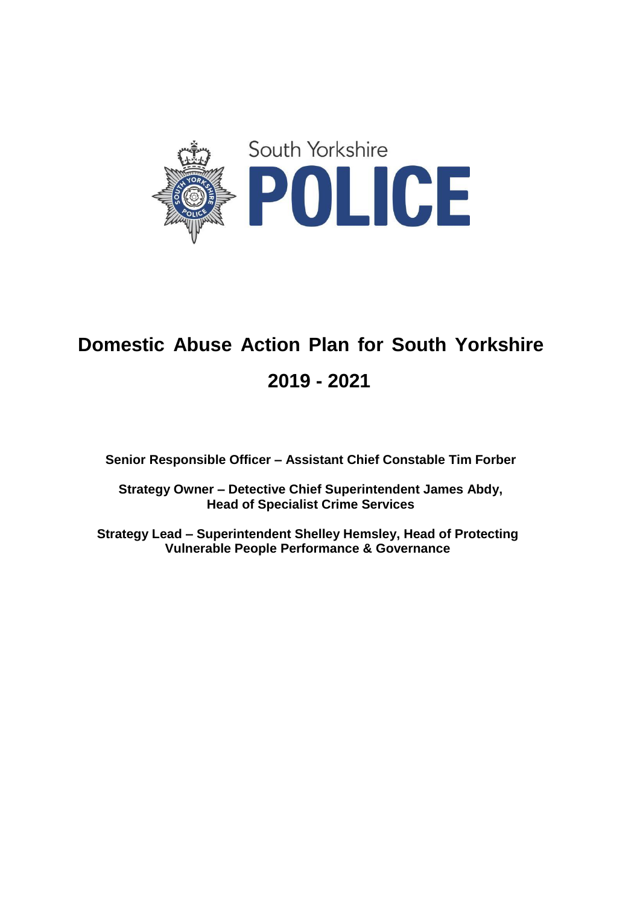South Yorkshire

POLICE

# Domestic Abuse Action Plan for South Yorkshire

# 2019 - 2021

**Senior Responsible Officer – Assistant Chief Constable Tim Forber**

**Strategy Owner – Detective Chief Superintendent James Abdy, Head of Specialist Crime Services**

**Strategy Lead – Superintendent Shelley Hemsley, Head of Protecting Vulnerable People Performance & Governance**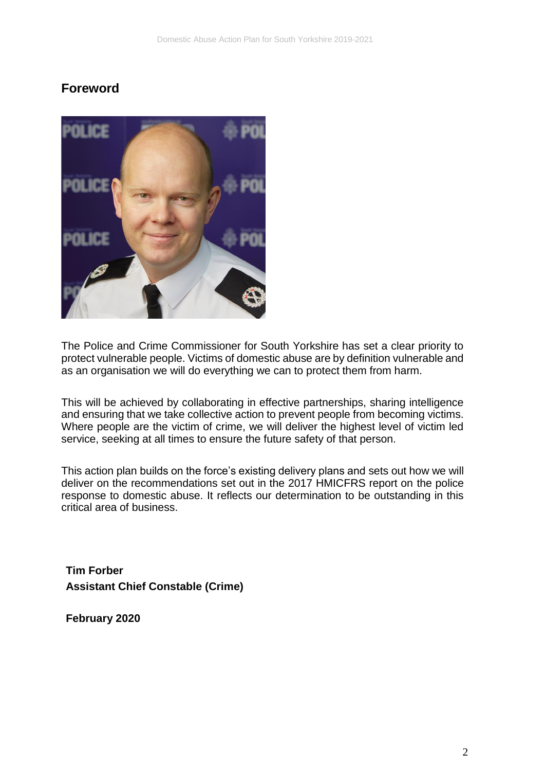## Foreword

The Police and Crime Commissioner for South Yorkshire has set a clear priority to protect vulnerable people. Victims of domestic abuse are by definition vulnerable and as an organisation we will do everything we can to protect them from harm.

This will be achieved by collaborating in effective partnerships, sharing intelligence and ensuring that we take collective action to prevent people from becoming victims. Where people are the victim of crime, we will deliver the highest level of victim led service, seeking at all times to ensure the future safety of that person.

This action plan builds on the force's existing delivery plans and sets out how we will deliver on the recommendations set out in the 2017 HMICFRS report on the police response to domestic abuse. It reflects our determination to be outstanding in this critical area of business.

**Tim Forber**
**Assistant Chief Constable (Crime)**

**February 2020**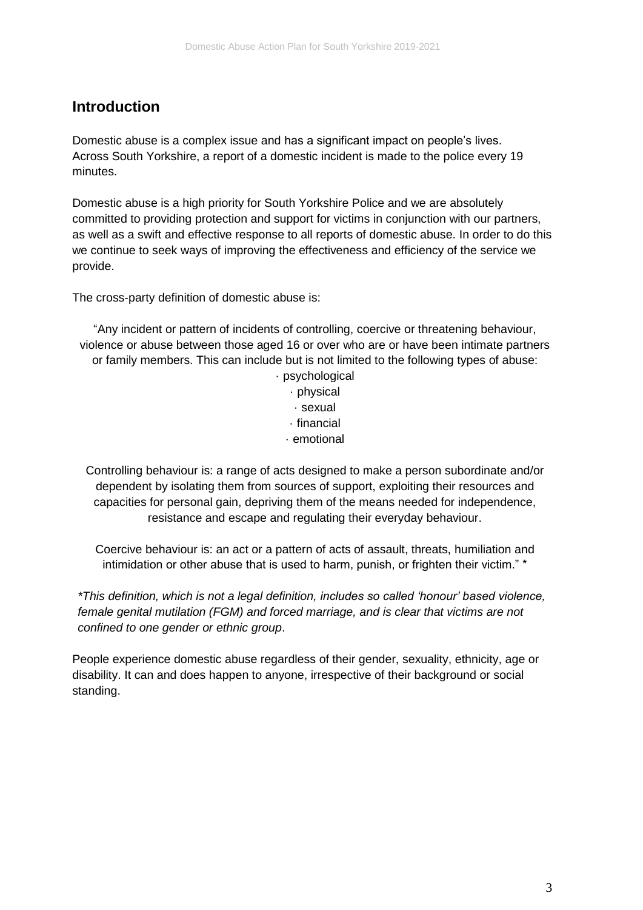## Introduction

Domestic abuse is a complex issue and has a significant impact on people's lives. Across South Yorkshire, a report of a domestic incident is made to the police every 19 minutes.

Domestic abuse is a high priority for South Yorkshire Police and we are absolutely committed to providing protection and support for victims in conjunction with our partners, as well as a swift and effective response to all reports of domestic abuse. In order to do this we continue to seek ways of improving the effectiveness and efficiency of the service we provide.

The cross-party definition of domestic abuse is:

"Any incident or pattern of incidents of controlling, coercive or threatening behaviour, violence or abuse between those aged 16 or over who are or have been intimate partners or family members. This can include but is not limited to the following types of abuse:

- psychological
- physical
- sexual
- financial
- emotional

Controlling behaviour is: a range of acts designed to make a person subordinate and/or dependent by isolating them from sources of support, exploiting their resources and capacities for personal gain, depriving them of the means needed for independence, resistance and escape and regulating their everyday behaviour.

Coercive behaviour is: an act or a pattern of acts of assault, threats, humiliation and intimidation or other abuse that is used to harm, punish, or frighten their victim." *

*\*This definition, which is not a legal definition, includes so called 'honour' based violence, female genital mutilation (FGM) and forced marriage, and is clear that victims are not confined to one gender or ethnic group*.

People experience domestic abuse regardless of their gender, sexuality, ethnicity, age or disability. It can and does happen to anyone, irrespective of their background or social standing.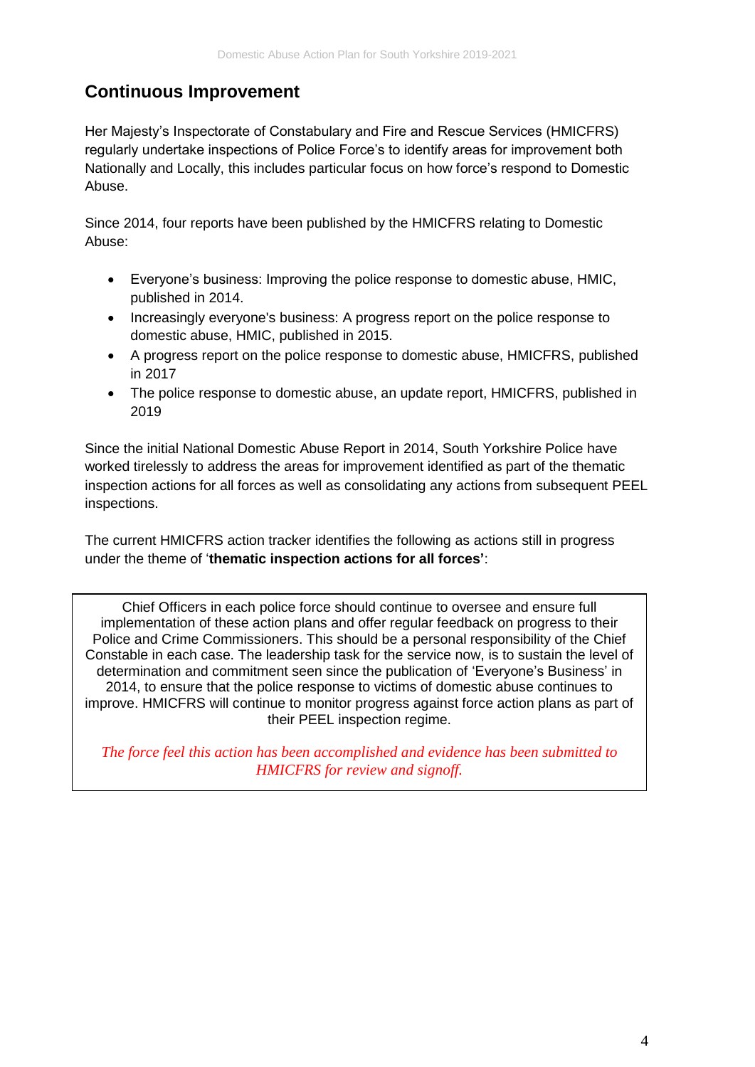## Continuous Improvement

Her Majesty's Inspectorate of Constabulary and Fire and Rescue Services (HMICFRS) regularly undertake inspections of Police Force's to identify areas for improvement both Nationally and Locally, this includes particular focus on how force's respond to Domestic Abuse.

Since 2014, four reports have been published by the HMICFRS relating to Domestic Abuse:

- Everyone's business: Improving the police response to domestic abuse, HMIC, published in 2014.
- Increasingly everyone's business: A progress report on the police response to domestic abuse, HMIC, published in 2015.
- A progress report on the police response to domestic abuse, HMICFRS, published in 2017
- The police response to domestic abuse, an update report, HMICFRS, published in 2019

Since the initial National Domestic Abuse Report in 2014, South Yorkshire Police have worked tirelessly to address the areas for improvement identified as part of the thematic inspection actions for all forces as well as consolidating any actions from subsequent PEEL inspections.

The current HMICFRS action tracker identifies the following as actions still in progress under the theme of '**thematic inspection actions for all forces'**:

> Chief Officers in each police force should continue to oversee and ensure full implementation of these action plans and offer regular feedback on progress to their Police and Crime Commissioners. This should be a personal responsibility of the Chief Constable in each case. The leadership task for the service now, is to sustain the level of determination and commitment seen since the publication of 'Everyone's Business' in 2014, to ensure that the police response to victims of domestic abuse continues to improve. HMICFRS will continue to monitor progress against force action plans as part of their PEEL inspection regime.
>
> *The force feel this action has been accomplished and evidence has been submitted to HMICFRS for review and signoff.*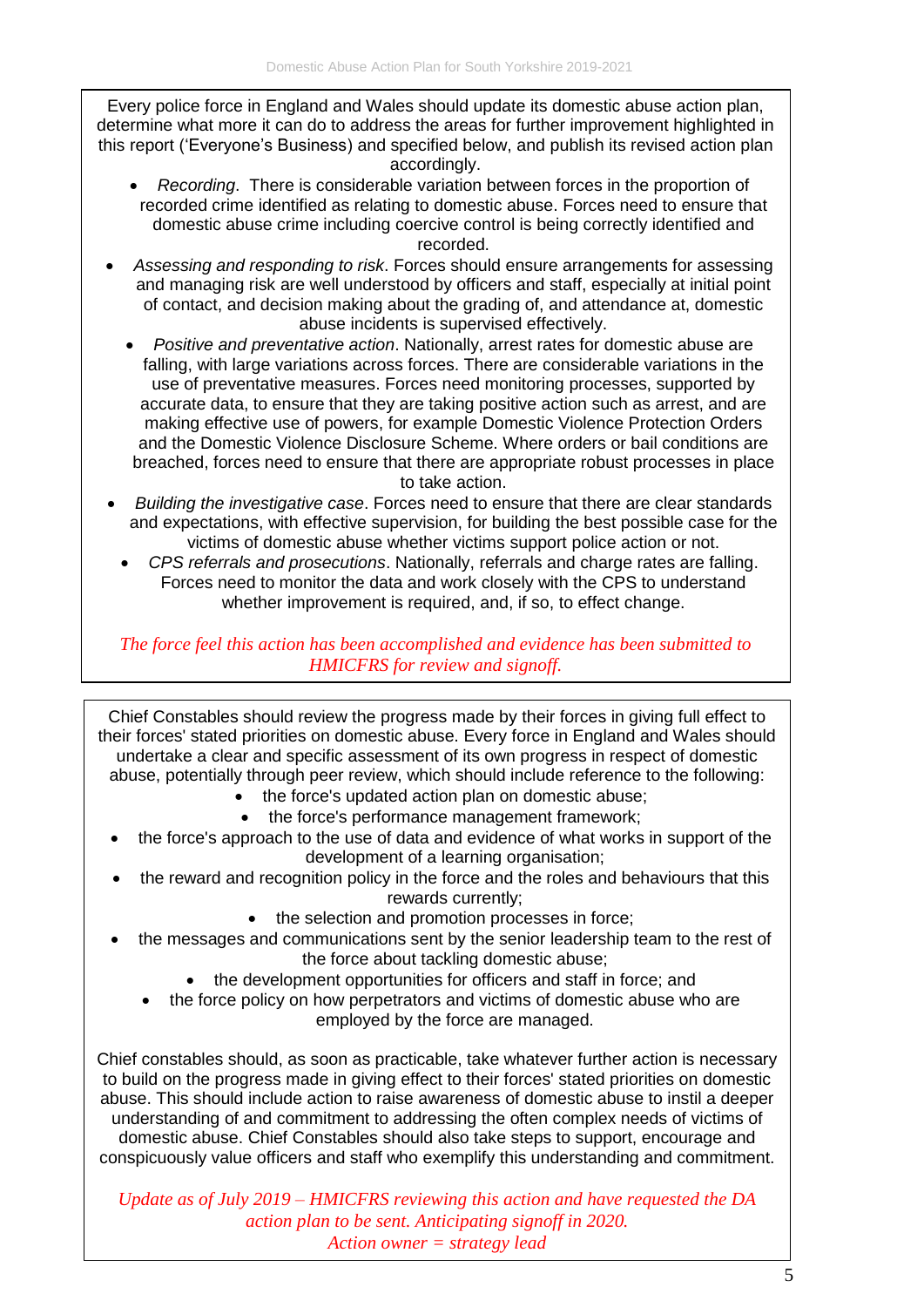Every police force in England and Wales should update its domestic abuse action plan, determine what more it can do to address the areas for further improvement highlighted in this report ('Everyone's Business) and specified below, and publish its revised action plan accordingly.

- *Recording*. There is considerable variation between forces in the proportion of recorded crime identified as relating to domestic abuse. Forces need to ensure that domestic abuse crime including coercive control is being correctly identified and recorded.
- *Assessing and responding to risk*. Forces should ensure arrangements for assessing and managing risk are well understood by officers and staff, especially at initial point of contact, and decision making about the grading of, and attendance at, domestic abuse incidents is supervised effectively.
- *Positive and preventative action*. Nationally, arrest rates for domestic abuse are falling, with large variations across forces. There are considerable variations in the use of preventative measures. Forces need monitoring processes, supported by accurate data, to ensure that they are taking positive action such as arrest, and are making effective use of powers, for example Domestic Violence Protection Orders and the Domestic Violence Disclosure Scheme. Where orders or bail conditions are breached, forces need to ensure that there are appropriate robust processes in place to take action.
- *Building the investigative case*. Forces need to ensure that there are clear standards and expectations, with effective supervision, for building the best possible case for the victims of domestic abuse whether victims support police action or not.
- *CPS referrals and prosecutions*. Nationally, referrals and charge rates are falling. Forces need to monitor the data and work closely with the CPS to understand whether improvement is required, and, if so, to effect change.

*The force feel this action has been accomplished and evidence has been submitted to HMICFRS for review and signoff.*

---

Chief Constables should review the progress made by their forces in giving full effect to their forces' stated priorities on domestic abuse. Every force in England and Wales should undertake a clear and specific assessment of its own progress in respect of domestic abuse, potentially through peer review, which should include reference to the following:

- the force's updated action plan on domestic abuse;
- the force's performance management framework;
- the force's approach to the use of data and evidence of what works in support of the development of a learning organisation;
- the reward and recognition policy in the force and the roles and behaviours that this rewards currently;
- the selection and promotion processes in force;
- the messages and communications sent by the senior leadership team to the rest of the force about tackling domestic abuse;
- the development opportunities for officers and staff in force; and
- the force policy on how perpetrators and victims of domestic abuse who are employed by the force are managed.

Chief constables should, as soon as practicable, take whatever further action is necessary to build on the progress made in giving effect to their forces' stated priorities on domestic abuse. This should include action to raise awareness of domestic abuse to instil a deeper understanding of and commitment to addressing the often complex needs of victims of domestic abuse. Chief Constables should also take steps to support, encourage and conspicuously value officers and staff who exemplify this understanding and commitment.

*Update as of July 2019 – HMICFRS reviewing this action and have requested the DA action plan to be sent. Anticipating signoff in 2020.*
*Action owner = strategy lead*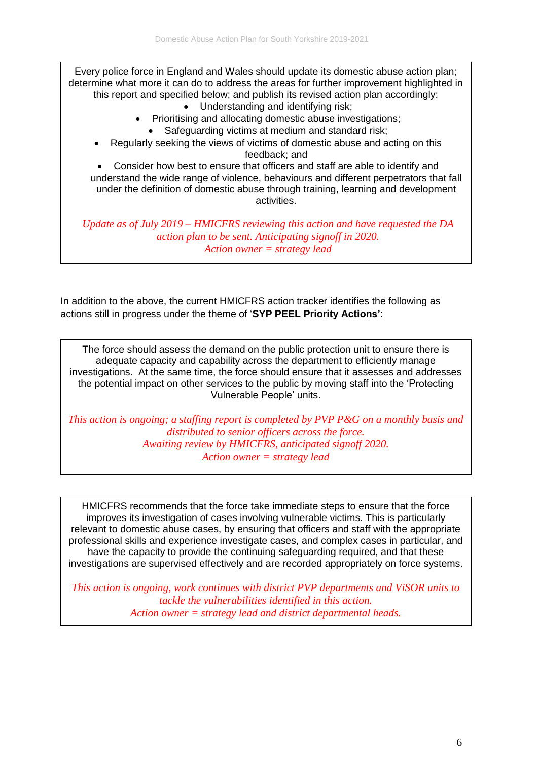Every police force in England and Wales should update its domestic abuse action plan; determine what more it can do to address the areas for further improvement highlighted in this report and specified below; and publish its revised action plan accordingly:

- Understanding and identifying risk;
- Prioritising and allocating domestic abuse investigations;
- Safeguarding victims at medium and standard risk;
- Regularly seeking the views of victims of domestic abuse and acting on this feedback; and
- Consider how best to ensure that officers and staff are able to identify and understand the wide range of violence, behaviours and different perpetrators that fall under the definition of domestic abuse through training, learning and development activities.

*Update as of July 2019 – HMICFRS reviewing this action and have requested the DA action plan to be sent. Anticipating signoff in 2020.*
*Action owner = strategy lead*

In addition to the above, the current HMICFRS action tracker identifies the following as actions still in progress under the theme of '**SYP PEEL Priority Actions'**:

The force should assess the demand on the public protection unit to ensure there is adequate capacity and capability across the department to efficiently manage investigations. At the same time, the force should ensure that it assesses and addresses the potential impact on other services to the public by moving staff into the 'Protecting Vulnerable People' units.

*This action is ongoing; a staffing report is completed by PVP P&G on a monthly basis and distributed to senior officers across the force.*
*Awaiting review by HMICFRS, anticipated signoff 2020.*
*Action owner = strategy lead*

HMICFRS recommends that the force take immediate steps to ensure that the force improves its investigation of cases involving vulnerable victims. This is particularly relevant to domestic abuse cases, by ensuring that officers and staff with the appropriate professional skills and experience investigate cases, and complex cases in particular, and have the capacity to provide the continuing safeguarding required, and that these investigations are supervised effectively and are recorded appropriately on force systems.

*This action is ongoing, work continues with district PVP departments and ViSOR units to tackle the vulnerabilities identified in this action.*
*Action owner = strategy lead and district departmental heads.*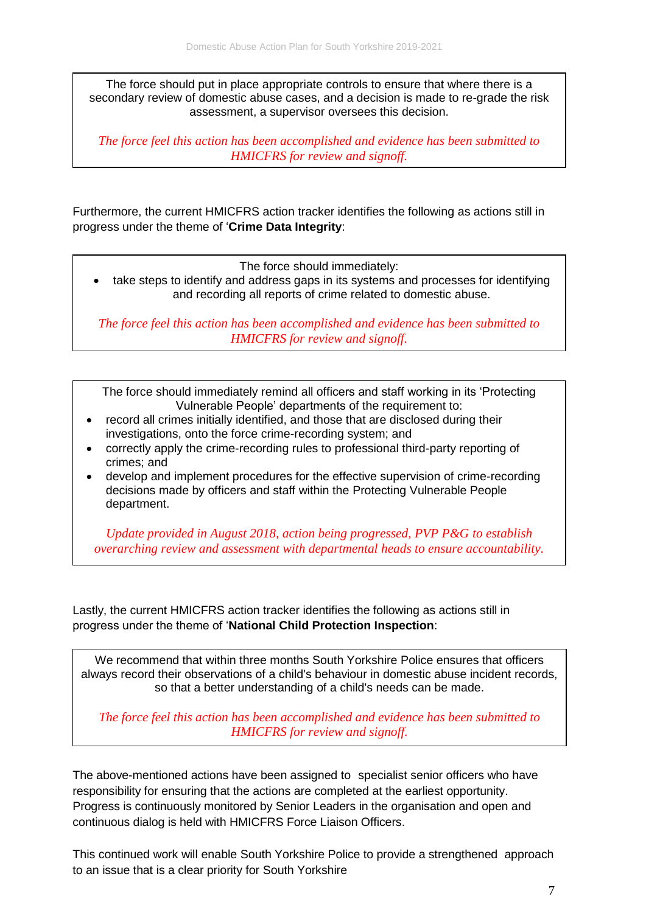The force should put in place appropriate controls to ensure that where there is a secondary review of domestic abuse cases, and a decision is made to re-grade the risk assessment, a supervisor oversees this decision.

*The force feel this action has been accomplished and evidence has been submitted to HMICFRS for review and signoff.*

Furthermore, the current HMICFRS action tracker identifies the following as actions still in progress under the theme of '**Crime Data Integrity**:

The force should immediately:

- take steps to identify and address gaps in its systems and processes for identifying and recording all reports of crime related to domestic abuse.

*The force feel this action has been accomplished and evidence has been submitted to HMICFRS for review and signoff.*

The force should immediately remind all officers and staff working in its 'Protecting Vulnerable People' departments of the requirement to:

- record all crimes initially identified, and those that are disclosed during their investigations, onto the force crime-recording system; and
- correctly apply the crime-recording rules to professional third-party reporting of crimes; and
- develop and implement procedures for the effective supervision of crime-recording decisions made by officers and staff within the Protecting Vulnerable People department.

*Update provided in August 2018, action being progressed, PVP P&G to establish overarching review and assessment with departmental heads to ensure accountability.*

Lastly, the current HMICFRS action tracker identifies the following as actions still in progress under the theme of '**National Child Protection Inspection**:

We recommend that within three months South Yorkshire Police ensures that officers always record their observations of a child's behaviour in domestic abuse incident records, so that a better understanding of a child's needs can be made.

*The force feel this action has been accomplished and evidence has been submitted to HMICFRS for review and signoff.*

The above-mentioned actions have been assigned to specialist senior officers who have responsibility for ensuring that the actions are completed at the earliest opportunity. Progress is continuously monitored by Senior Leaders in the organisation and open and continuous dialog is held with HMICFRS Force Liaison Officers.

This continued work will enable South Yorkshire Police to provide a strengthened approach to an issue that is a clear priority for South Yorkshire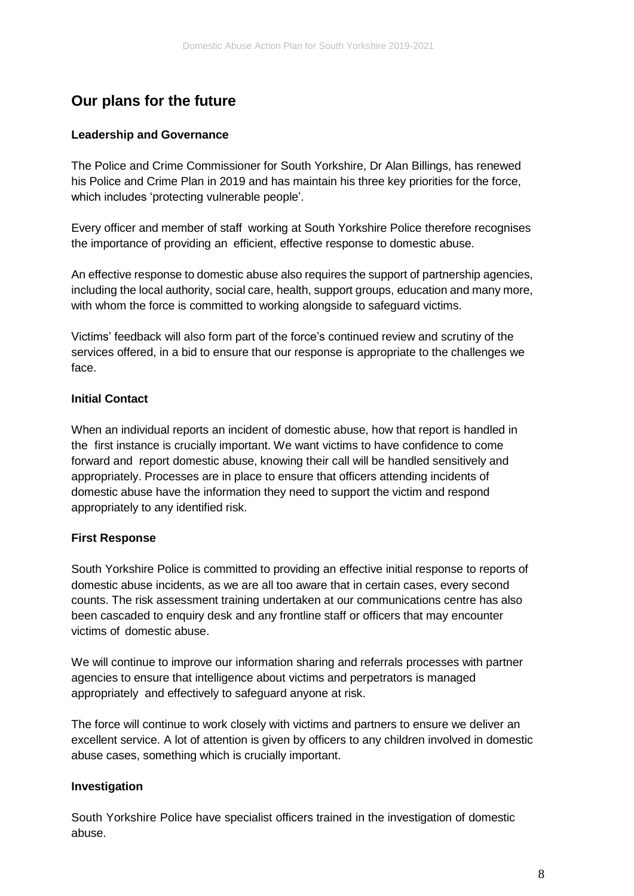## Our plans for the future

### Leadership and Governance

The Police and Crime Commissioner for South Yorkshire, Dr Alan Billings, has renewed his Police and Crime Plan in 2019 and has maintain his three key priorities for the force, which includes 'protecting vulnerable people'.

Every officer and member of staff working at South Yorkshire Police therefore recognises the importance of providing an efficient, effective response to domestic abuse.

An effective response to domestic abuse also requires the support of partnership agencies, including the local authority, social care, health, support groups, education and many more, with whom the force is committed to working alongside to safeguard victims.

Victims' feedback will also form part of the force's continued review and scrutiny of the services offered, in a bid to ensure that our response is appropriate to the challenges we face.

### Initial Contact

When an individual reports an incident of domestic abuse, how that report is handled in the first instance is crucially important. We want victims to have confidence to come forward and report domestic abuse, knowing their call will be handled sensitively and appropriately. Processes are in place to ensure that officers attending incidents of domestic abuse have the information they need to support the victim and respond appropriately to any identified risk.

### First Response

South Yorkshire Police is committed to providing an effective initial response to reports of domestic abuse incidents, as we are all too aware that in certain cases, every second counts. The risk assessment training undertaken at our communications centre has also been cascaded to enquiry desk and any frontline staff or officers that may encounter victims of domestic abuse.

We will continue to improve our information sharing and referrals processes with partner agencies to ensure that intelligence about victims and perpetrators is managed appropriately and effectively to safeguard anyone at risk.

The force will continue to work closely with victims and partners to ensure we deliver an excellent service. A lot of attention is given by officers to any children involved in domestic abuse cases, something which is crucially important.

### Investigation

South Yorkshire Police have specialist officers trained in the investigation of domestic abuse.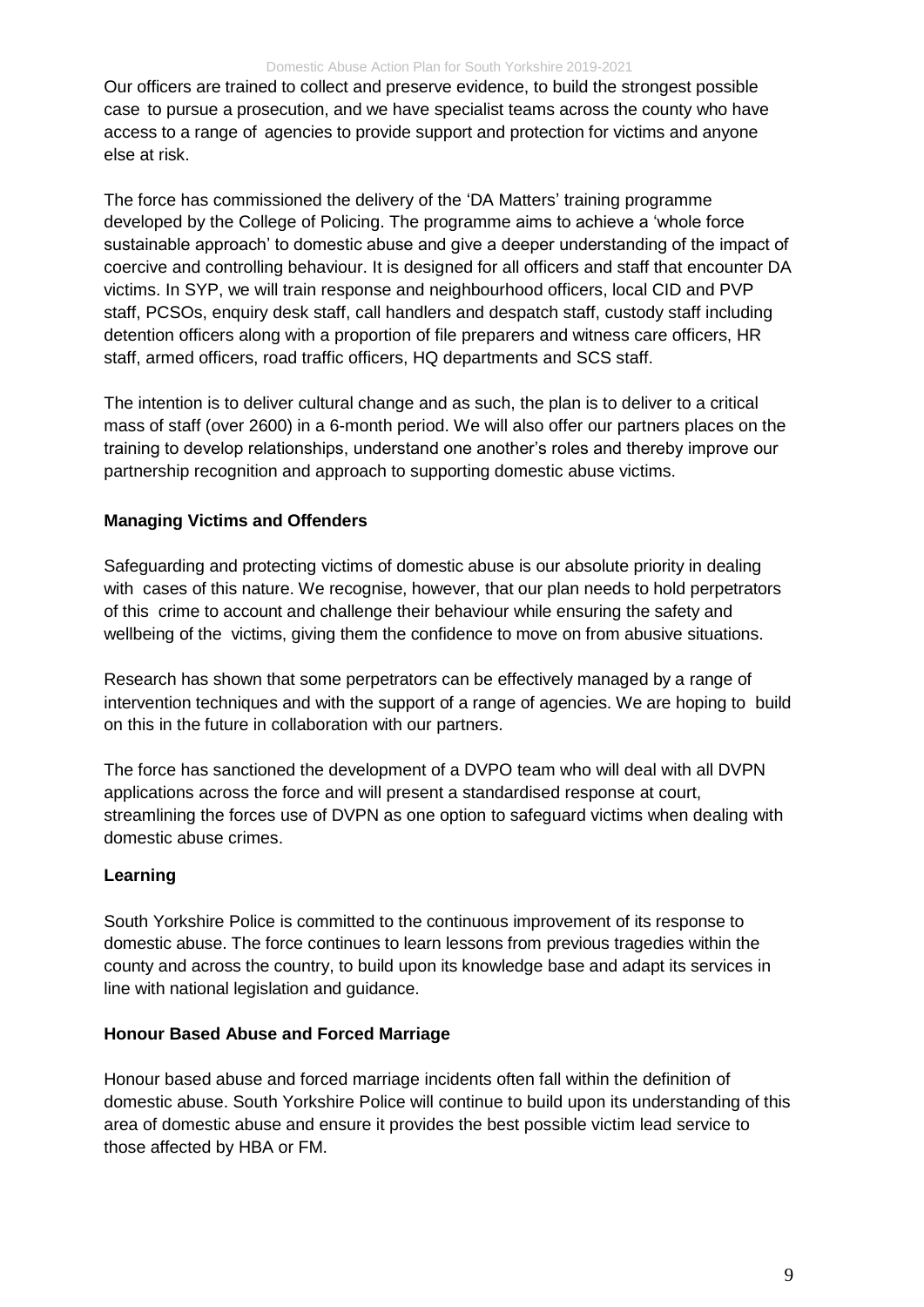Our officers are trained to collect and preserve evidence, to build the strongest possible case to pursue a prosecution, and we have specialist teams across the county who have access to a range of agencies to provide support and protection for victims and anyone else at risk.

The force has commissioned the delivery of the 'DA Matters' training programme developed by the College of Policing. The programme aims to achieve a 'whole force sustainable approach' to domestic abuse and give a deeper understanding of the impact of coercive and controlling behaviour. It is designed for all officers and staff that encounter DA victims. In SYP, we will train response and neighbourhood officers, local CID and PVP staff, PCSOs, enquiry desk staff, call handlers and despatch staff, custody staff including detention officers along with a proportion of file preparers and witness care officers, HR staff, armed officers, road traffic officers, HQ departments and SCS staff.

The intention is to deliver cultural change and as such, the plan is to deliver to a critical mass of staff (over 2600) in a 6-month period. We will also offer our partners places on the training to develop relationships, understand one another's roles and thereby improve our partnership recognition and approach to supporting domestic abuse victims.

**Managing Victims and Offenders**

Safeguarding and protecting victims of domestic abuse is our absolute priority in dealing with cases of this nature. We recognise, however, that our plan needs to hold perpetrators of this crime to account and challenge their behaviour while ensuring the safety and wellbeing of the victims, giving them the confidence to move on from abusive situations.

Research has shown that some perpetrators can be effectively managed by a range of intervention techniques and with the support of a range of agencies. We are hoping to build on this in the future in collaboration with our partners.

The force has sanctioned the development of a DVPO team who will deal with all DVPN applications across the force and will present a standardised response at court, streamlining the forces use of DVPN as one option to safeguard victims when dealing with domestic abuse crimes.

**Learning**

South Yorkshire Police is committed to the continuous improvement of its response to domestic abuse. The force continues to learn lessons from previous tragedies within the county and across the country, to build upon its knowledge base and adapt its services in line with national legislation and guidance.

**Honour Based Abuse and Forced Marriage**

Honour based abuse and forced marriage incidents often fall within the definition of domestic abuse. South Yorkshire Police will continue to build upon its understanding of this area of domestic abuse and ensure it provides the best possible victim lead service to those affected by HBA or FM.